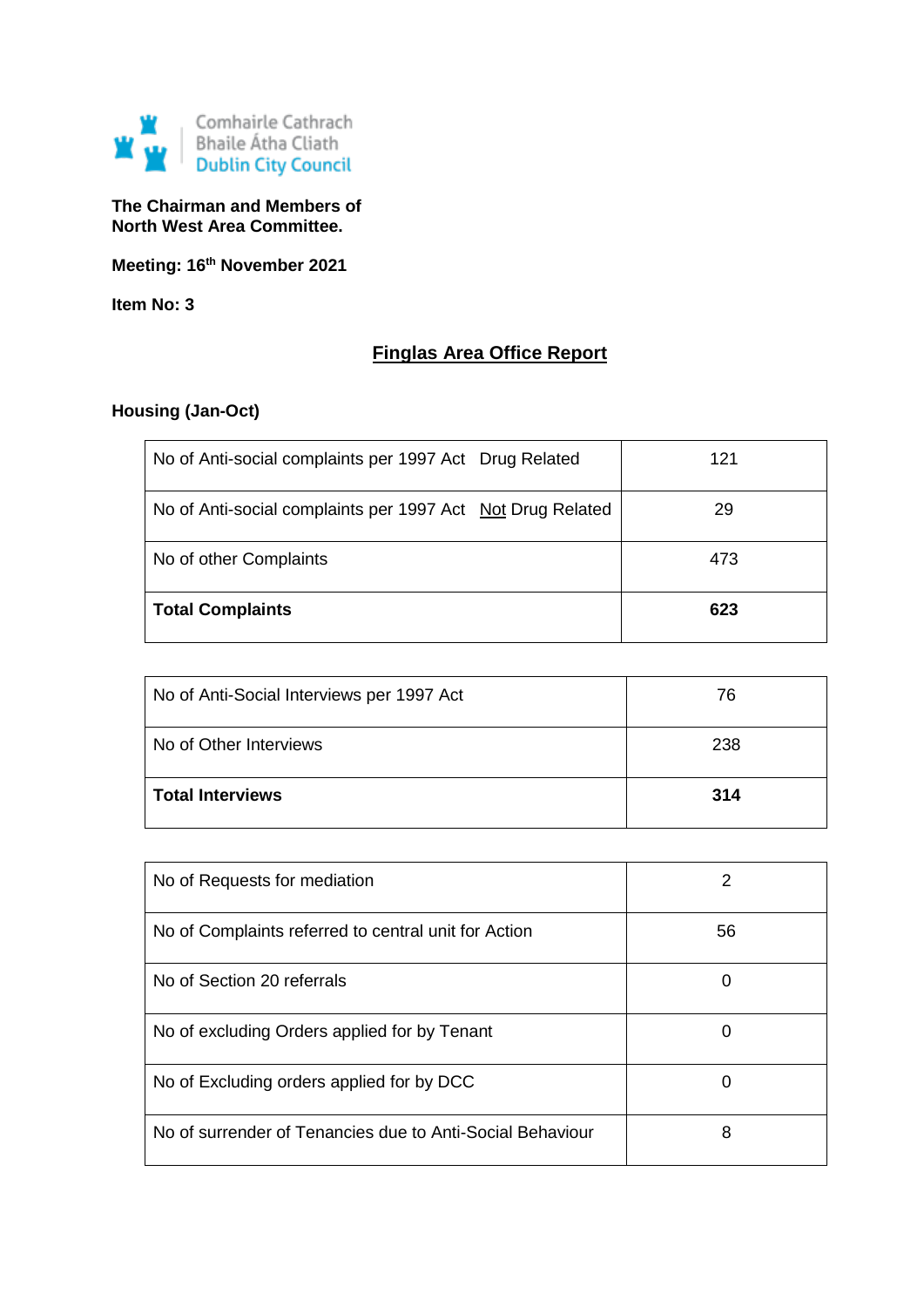Comhairle Cathrach
Bhaile Átha Cliath
Dublin City Council

**The Chairman and Members of**
**North West Area Committee.**

**Meeting: 16th November 2021**

**Item No: 3**

## Finglas Area Office Report

**Housing (Jan-Oct)**

| | |
|---|---|
| No of Anti-social complaints per 1997 Act   Drug Related | 121 |
| No of Anti-social complaints per 1997 Act   Not Drug Related | 29 |
| No of other Complaints | 473 |
| **Total Complaints** | **623** |

| | |
|---|---|
| No of Anti-Social Interviews per 1997 Act | 76 |
| No of Other Interviews | 238 |
| **Total Interviews** | **314** |

| | |
|---|---|
| No of Requests for mediation | 2 |
| No of Complaints referred to central unit for Action | 56 |
| No of Section 20 referrals | 0 |
| No of excluding Orders applied for by Tenant | 0 |
| No of Excluding orders applied for by DCC | 0 |
| No of surrender of Tenancies due to Anti-Social Behaviour | 8 |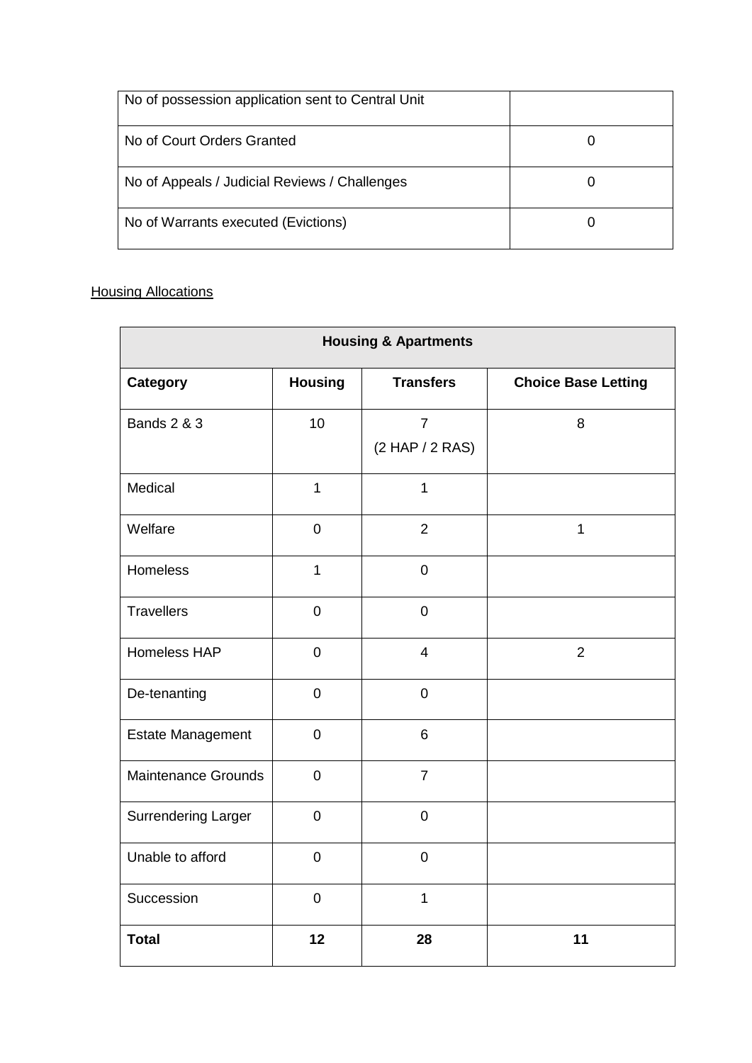| No of possession application sent to Central Unit | |
|---|---|
| No of Court Orders Granted | 0 |
| No of Appeals / Judicial Reviews / Challenges | 0 |
| No of Warrants executed (Evictions) | 0 |

Housing Allocations

| Housing & Apartments | | | |
|---|---|---|---|
| **Category** | **Housing** | **Transfers** | **Choice Base Letting** |
| Bands 2 & 3 | 10 | 7 (2 HAP / 2 RAS) | 8 |
| Medical | 1 | 1 | |
| Welfare | 0 | 2 | 1 |
| Homeless | 1 | 0 | |
| Travellers | 0 | 0 | |
| Homeless HAP | 0 | 4 | 2 |
| De-tenanting | 0 | 0 | |
| Estate Management | 0 | 6 | |
| Maintenance Grounds | 0 | 7 | |
| Surrendering Larger | 0 | 0 | |
| Unable to afford | 0 | 0 | |
| Succession | 0 | 1 | |
| **Total** | **12** | **28** | **11** |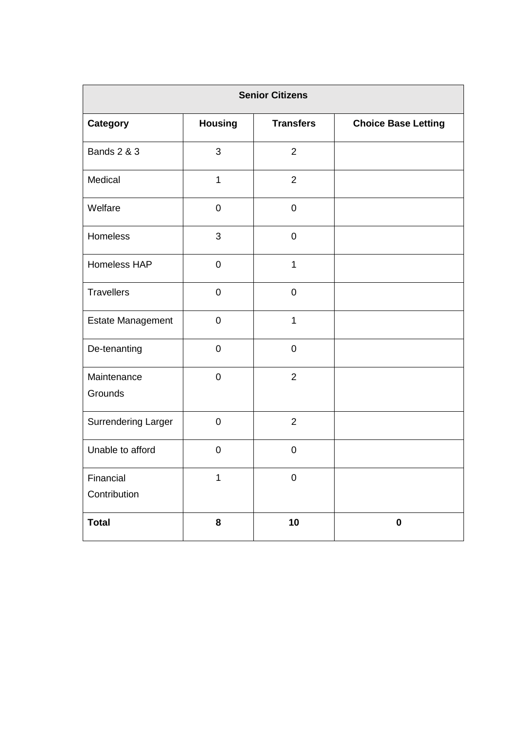| Senior Citizens | | | |
|---|---|---|---|
| **Category** | **Housing** | **Transfers** | **Choice Base Letting** |
| Bands 2 & 3 | 3 | 2 | |
| Medical | 1 | 2 | |
| Welfare | 0 | 0 | |
| Homeless | 3 | 0 | |
| Homeless HAP | 0 | 1 | |
| Travellers | 0 | 0 | |
| Estate Management | 0 | 1 | |
| De-tenanting | 0 | 0 | |
| Maintenance Grounds | 0 | 2 | |
| Surrendering Larger | 0 | 2 | |
| Unable to afford | 0 | 0 | |
| Financial Contribution | 1 | 0 | |
| **Total** | **8** | **10** | **0** |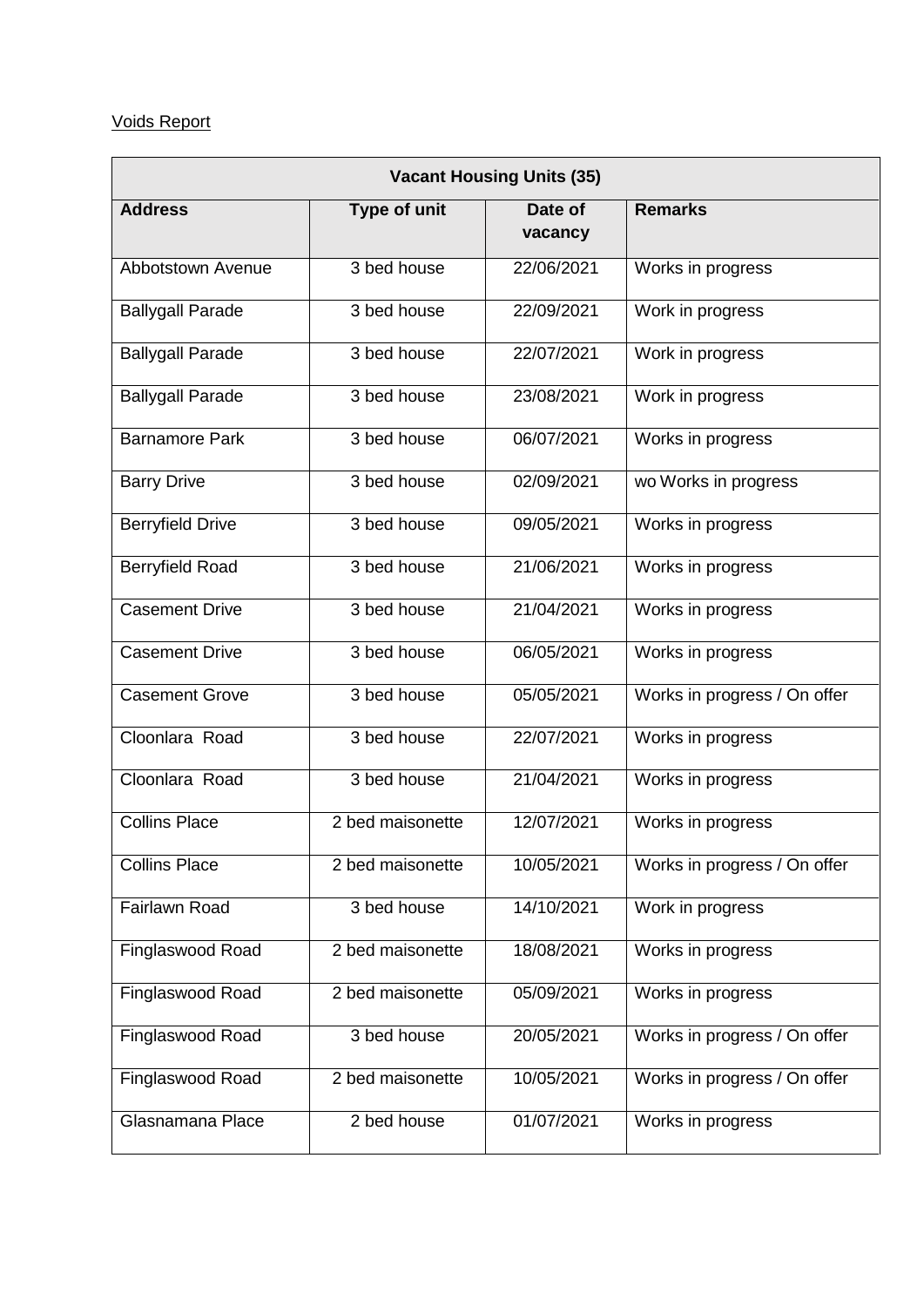Voids Report

| Vacant Housing Units (35) | | | |
|---|---|---|---|
| **Address** | **Type of unit** | **Date of vacancy** | **Remarks** |
| Abbotstown Avenue | 3 bed house | 22/06/2021 | Works in progress |
| Ballygall Parade | 3 bed house | 22/09/2021 | Work in progress |
| Ballygall Parade | 3 bed house | 22/07/2021 | Work in progress |
| Ballygall Parade | 3 bed house | 23/08/2021 | Work in progress |
| Barnamore Park | 3 bed house | 06/07/2021 | Works in progress |
| Barry Drive | 3 bed house | 02/09/2021 | wo Works in progress |
| Berryfield Drive | 3 bed house | 09/05/2021 | Works in progress |
| Berryfield Road | 3 bed house | 21/06/2021 | Works in progress |
| Casement Drive | 3 bed house | 21/04/2021 | Works in progress |
| Casement Drive | 3 bed house | 06/05/2021 | Works in progress |
| Casement Grove | 3 bed house | 05/05/2021 | Works in progress / On offer |
| Cloonlara Road | 3 bed house | 22/07/2021 | Works in progress |
| Cloonlara Road | 3 bed house | 21/04/2021 | Works in progress |
| Collins Place | 2 bed maisonette | 12/07/2021 | Works in progress |
| Collins Place | 2 bed maisonette | 10/05/2021 | Works in progress / On offer |
| Fairlawn Road | 3 bed house | 14/10/2021 | Work in progress |
| Finglaswood Road | 2 bed maisonette | 18/08/2021 | Works in progress |
| Finglaswood Road | 2 bed maisonette | 05/09/2021 | Works in progress |
| Finglaswood Road | 3 bed house | 20/05/2021 | Works in progress / On offer |
| Finglaswood Road | 2 bed maisonette | 10/05/2021 | Works in progress / On offer |
| Glasnamana Place | 2 bed house | 01/07/2021 | Works in progress |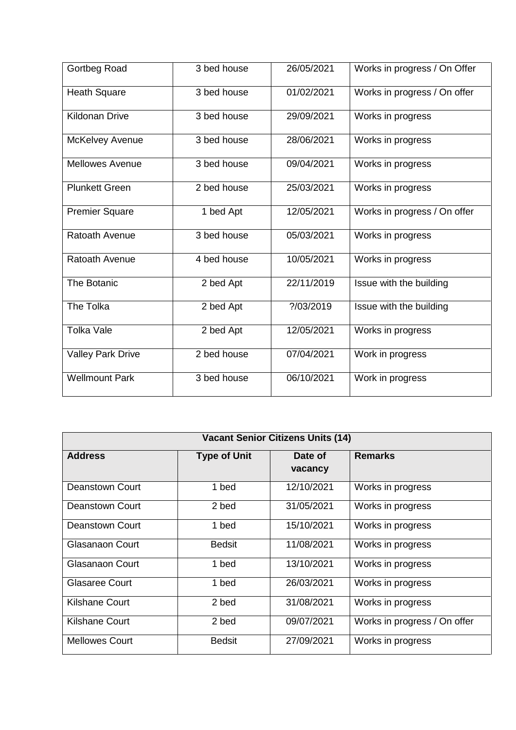| | | | |
|---|---|---|---|
| Gortbeg Road | 3 bed house | 26/05/2021 | Works in progress / On Offer |
| Heath Square | 3 bed house | 01/02/2021 | Works in progress / On offer |
| Kildonan Drive | 3 bed house | 29/09/2021 | Works in progress |
| McKelvey Avenue | 3 bed house | 28/06/2021 | Works in progress |
| Mellowes Avenue | 3 bed house | 09/04/2021 | Works in progress |
| Plunkett Green | 2 bed house | 25/03/2021 | Works in progress |
| Premier Square | 1 bed Apt | 12/05/2021 | Works in progress / On offer |
| Ratoath Avenue | 3 bed house | 05/03/2021 | Works in progress |
| Ratoath Avenue | 4 bed house | 10/05/2021 | Works in progress |
| The Botanic | 2 bed Apt | 22/11/2019 | Issue with the building |
| The Tolka | 2 bed Apt | ?/03/2019 | Issue with the building |
| Tolka Vale | 2 bed Apt | 12/05/2021 | Works in progress |
| Valley Park Drive | 2 bed house | 07/04/2021 | Work in progress |
| Wellmount Park | 3 bed house | 06/10/2021 | Work in progress |

| Vacant Senior Citizens Units (14) | | | |
|---|---|---|---|
| **Address** | **Type of Unit** | **Date of vacancy** | **Remarks** |
| Deanstown Court | 1 bed | 12/10/2021 | Works in progress |
| Deanstown Court | 2 bed | 31/05/2021 | Works in progress |
| Deanstown Court | 1 bed | 15/10/2021 | Works in progress |
| Glasanaon Court | Bedsit | 11/08/2021 | Works in progress |
| Glasanaon Court | 1 bed | 13/10/2021 | Works in progress |
| Glasaree Court | 1 bed | 26/03/2021 | Works in progress |
| Kilshane Court | 2 bed | 31/08/2021 | Works in progress |
| Kilshane Court | 2 bed | 09/07/2021 | Works in progress / On offer |
| Mellowes Court | Bedsit | 27/09/2021 | Works in progress |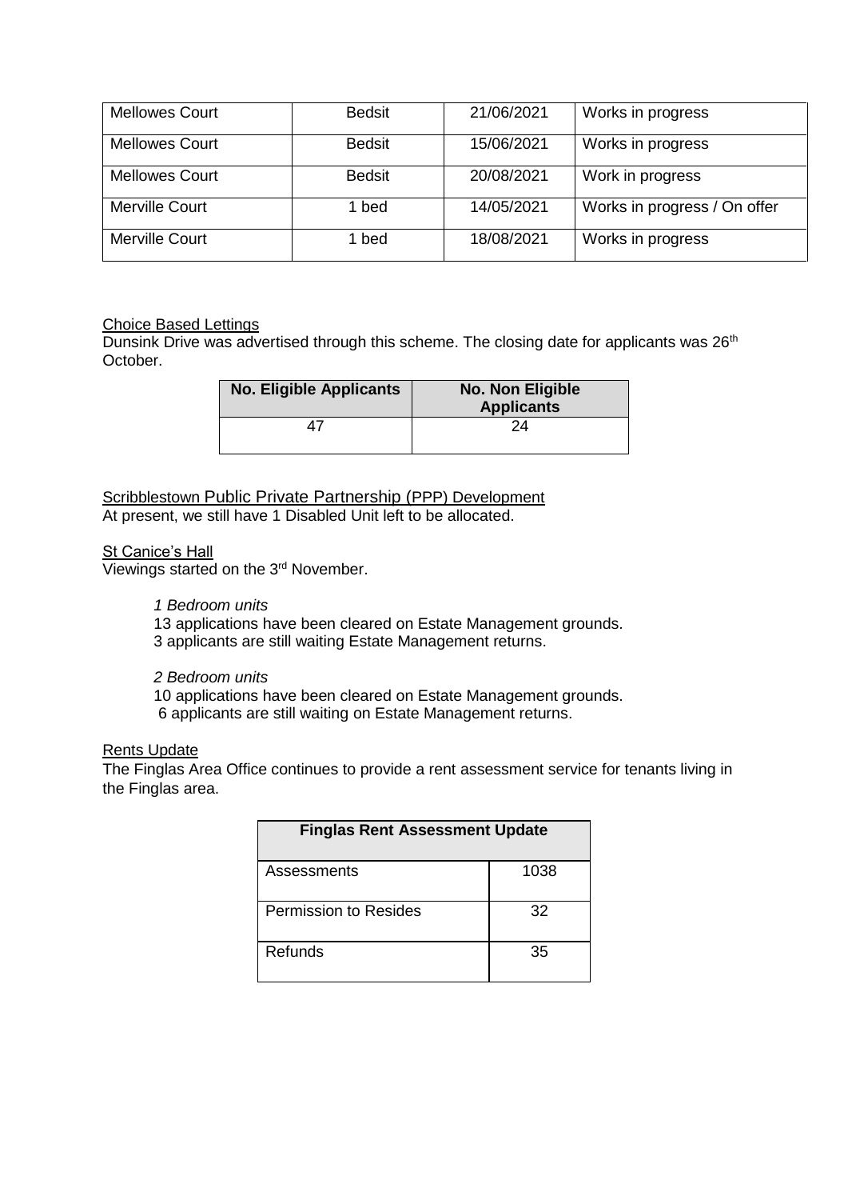| Mellowes Court | Bedsit | 21/06/2021 | Works in progress |
|---|---|---|---|
| Mellowes Court | Bedsit | 15/06/2021 | Works in progress |
| Mellowes Court | Bedsit | 20/08/2021 | Work in progress |
| Merville Court | 1 bed | 14/05/2021 | Works in progress / On offer |
| Merville Court | 1 bed | 18/08/2021 | Works in progress |

Choice Based Lettings

Dunsink Drive was advertised through this scheme. The closing date for applicants was 26th October.

| No. Eligible Applicants | No. Non Eligible Applicants |
|---|---|
| 47 | 24 |

Scribblestown Public Private Partnership (PPP) Development

At present, we still have 1 Disabled Unit left to be allocated.

St Canice's Hall

Viewings started on the 3rd November.

*1 Bedroom units*

13 applications have been cleared on Estate Management grounds.
3 applicants are still waiting Estate Management returns.

*2 Bedroom units*

10 applications have been cleared on Estate Management grounds.
6 applicants are still waiting on Estate Management returns.

Rents Update

The Finglas Area Office continues to provide a rent assessment service for tenants living in the Finglas area.

| Finglas Rent Assessment Update | |
|---|---|
| Assessments | 1038 |
| Permission to Resides | 32 |
| Refunds | 35 |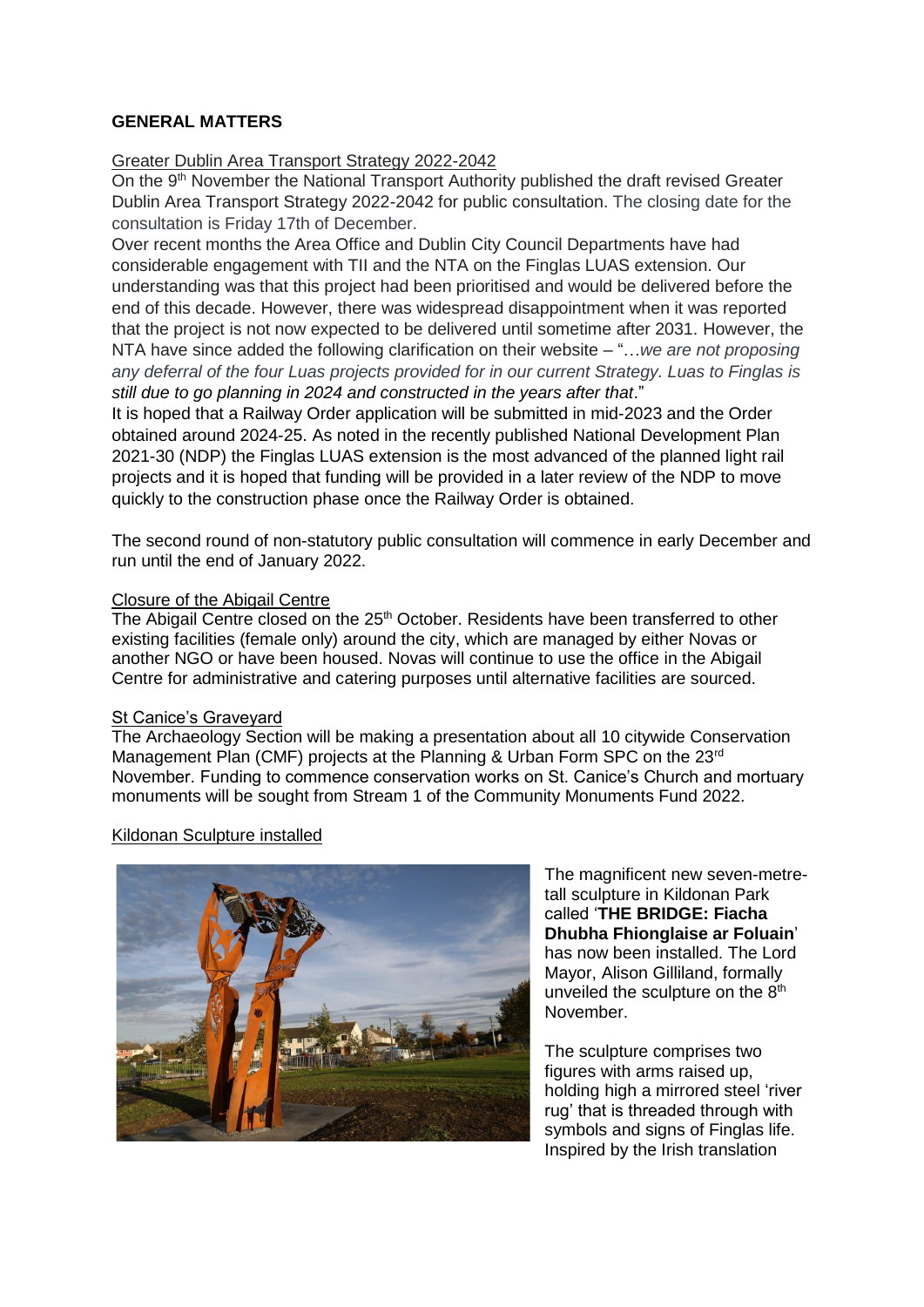**GENERAL MATTERS**

Greater Dublin Area Transport Strategy 2022-2042

On the 9th November the National Transport Authority published the draft revised Greater Dublin Area Transport Strategy 2022-2042 for public consultation. The closing date for the consultation is Friday 17th of December.

Over recent months the Area Office and Dublin City Council Departments have had considerable engagement with TII and the NTA on the Finglas LUAS extension. Our understanding was that this project had been prioritised and would be delivered before the end of this decade. However, there was widespread disappointment when it was reported that the project is not now expected to be delivered until sometime after 2031. However, the NTA have since added the following clarification on their website – "…*we are not proposing any deferral of the four Luas projects provided for in our current Strategy. Luas to Finglas is still due to go planning in 2024 and constructed in the years after that*."

It is hoped that a Railway Order application will be submitted in mid-2023 and the Order obtained around 2024-25. As noted in the recently published National Development Plan 2021-30 (NDP) the Finglas LUAS extension is the most advanced of the planned light rail projects and it is hoped that funding will be provided in a later review of the NDP to move quickly to the construction phase once the Railway Order is obtained.

The second round of non-statutory public consultation will commence in early December and run until the end of January 2022.

Closure of the Abigail Centre

The Abigail Centre closed on the 25th October. Residents have been transferred to other existing facilities (female only) around the city, which are managed by either Novas or another NGO or have been housed. Novas will continue to use the office in the Abigail Centre for administrative and catering purposes until alternative facilities are sourced.

St Canice's Graveyard

The Archaeology Section will be making a presentation about all 10 citywide Conservation Management Plan (CMF) projects at the Planning & Urban Form SPC on the 23rd November. Funding to commence conservation works on St. Canice's Church and mortuary monuments will be sought from Stream 1 of the Community Monuments Fund 2022.

Kildonan Sculpture installed

The magnificent new seven-metre-tall sculpture in Kildonan Park called '**THE BRIDGE: Fiacha Dhubha Fhionglaise ar Foluain**' has now been installed. The Lord Mayor, Alison Gilliland, formally unveiled the sculpture on the 8th November.

The sculpture comprises two figures with arms raised up, holding high a mirrored steel 'river rug' that is threaded through with symbols and signs of Finglas life. Inspired by the Irish translation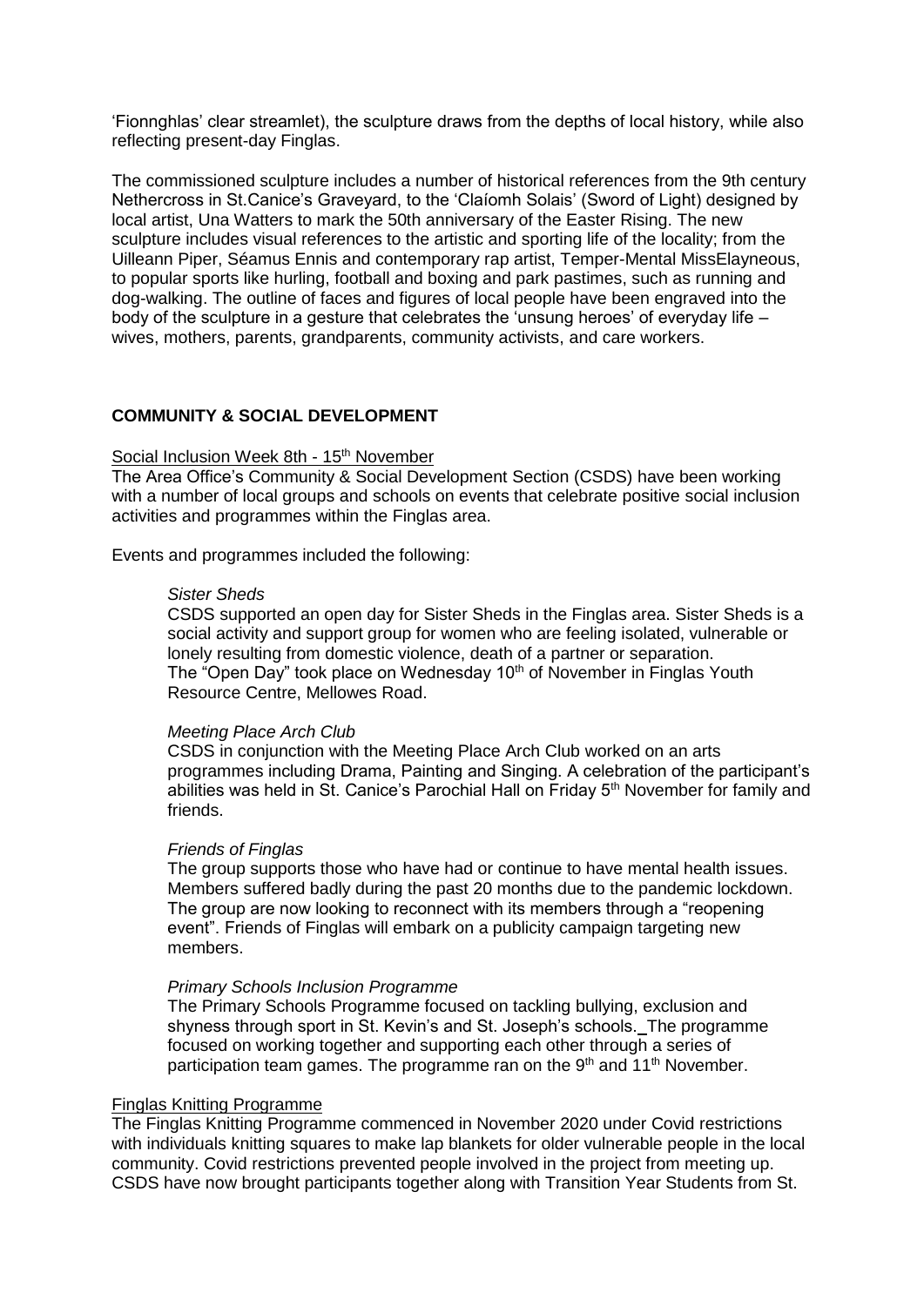'Fionnghlas' clear streamlet), the sculpture draws from the depths of local history, while also reflecting present-day Finglas.

The commissioned sculpture includes a number of historical references from the 9th century Nethercross in St.Canice's Graveyard, to the 'Claíomh Solais' (Sword of Light) designed by local artist, Una Watters to mark the 50th anniversary of the Easter Rising. The new sculpture includes visual references to the artistic and sporting life of the locality; from the Uilleann Piper, Séamus Ennis and contemporary rap artist, Temper-Mental MissElayneous, to popular sports like hurling, football and boxing and park pastimes, such as running and dog-walking. The outline of faces and figures of local people have been engraved into the body of the sculpture in a gesture that celebrates the 'unsung heroes' of everyday life – wives, mothers, parents, grandparents, community activists, and care workers.

## COMMUNITY & SOCIAL DEVELOPMENT

Social Inclusion Week 8th - 15th November

The Area Office's Community & Social Development Section (CSDS) have been working with a number of local groups and schools on events that celebrate positive social inclusion activities and programmes within the Finglas area.

Events and programmes included the following:

*Sister Sheds*

CSDS supported an open day for Sister Sheds in the Finglas area. Sister Sheds is a social activity and support group for women who are feeling isolated, vulnerable or lonely resulting from domestic violence, death of a partner or separation. The "Open Day" took place on Wednesday 10th of November in Finglas Youth Resource Centre, Mellowes Road.

*Meeting Place Arch Club*

CSDS in conjunction with the Meeting Place Arch Club worked on an arts programmes including Drama, Painting and Singing. A celebration of the participant's abilities was held in St. Canice's Parochial Hall on Friday 5th November for family and friends.

*Friends of Finglas*

The group supports those who have had or continue to have mental health issues. Members suffered badly during the past 20 months due to the pandemic lockdown. The group are now looking to reconnect with its members through a "reopening event". Friends of Finglas will embark on a publicity campaign targeting new members.

*Primary Schools Inclusion Programme*

The Primary Schools Programme focused on tackling bullying, exclusion and shyness through sport in St. Kevin's and St. Joseph's schools. The programme focused on working together and supporting each other through a series of participation team games. The programme ran on the 9th and 11th November.

Finglas Knitting Programme

The Finglas Knitting Programme commenced in November 2020 under Covid restrictions with individuals knitting squares to make lap blankets for older vulnerable people in the local community. Covid restrictions prevented people involved in the project from meeting up. CSDS have now brought participants together along with Transition Year Students from St.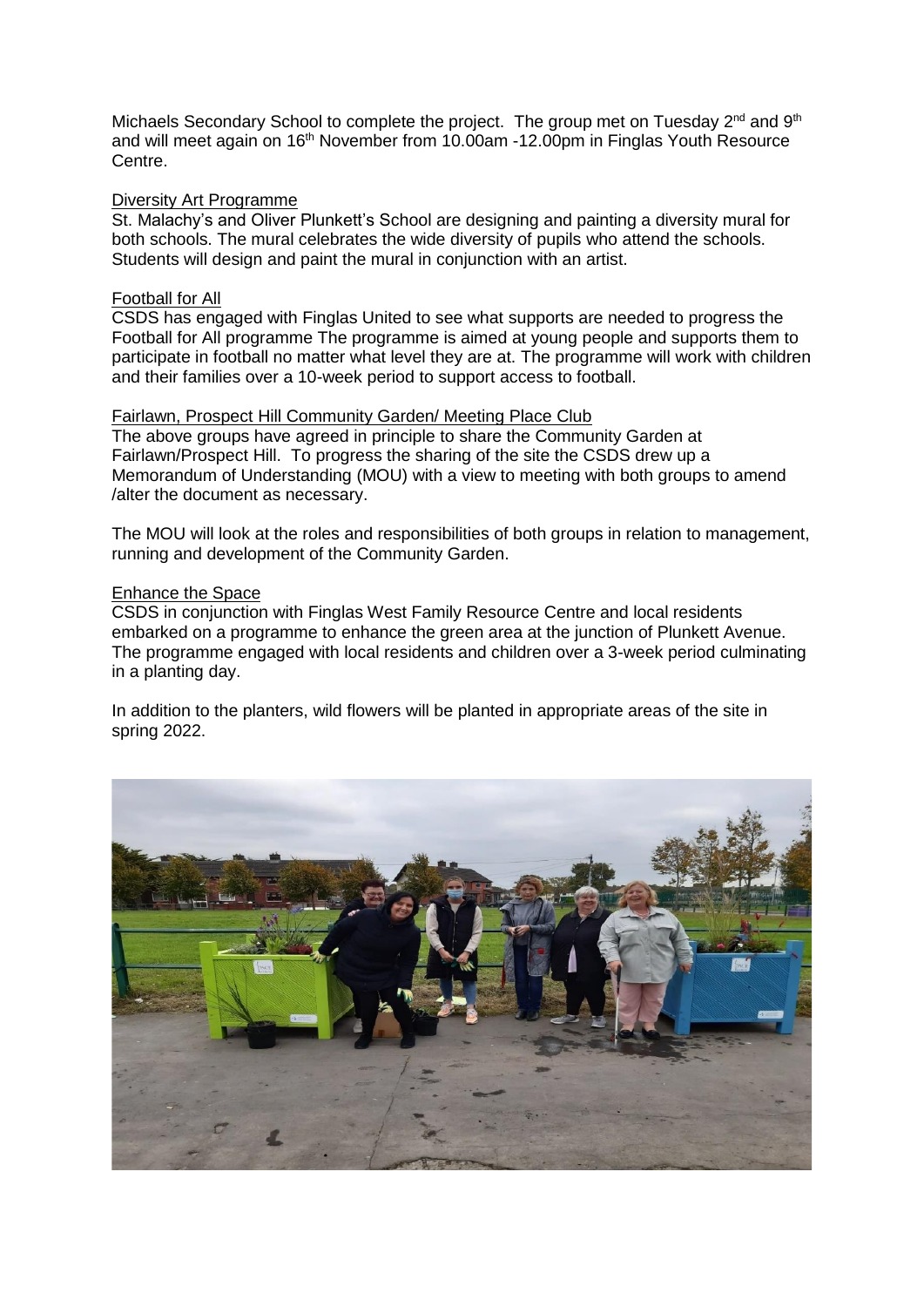Michaels Secondary School to complete the project. The group met on Tuesday 2nd and 9th and will meet again on 16th November from 10.00am -12.00pm in Finglas Youth Resource Centre.

<u>Diversity Art Programme</u>

St. Malachy's and Oliver Plunkett's School are designing and painting a diversity mural for both schools. The mural celebrates the wide diversity of pupils who attend the schools. Students will design and paint the mural in conjunction with an artist.

<u>Football for All</u>

CSDS has engaged with Finglas United to see what supports are needed to progress the Football for All programme The programme is aimed at young people and supports them to participate in football no matter what level they are at. The programme will work with children and their families over a 10-week period to support access to football.

<u>Fairlawn, Prospect Hill Community Garden/ Meeting Place Club</u>

The above groups have agreed in principle to share the Community Garden at Fairlawn/Prospect Hill. To progress the sharing of the site the CSDS drew up a Memorandum of Understanding (MOU) with a view to meeting with both groups to amend /alter the document as necessary.

The MOU will look at the roles and responsibilities of both groups in relation to management, running and development of the Community Garden.

<u>Enhance the Space</u>

CSDS in conjunction with Finglas West Family Resource Centre and local residents embarked on a programme to enhance the green area at the junction of Plunkett Avenue. The programme engaged with local residents and children over a 3-week period culminating in a planting day.

In addition to the planters, wild flowers will be planted in appropriate areas of the site in spring 2022.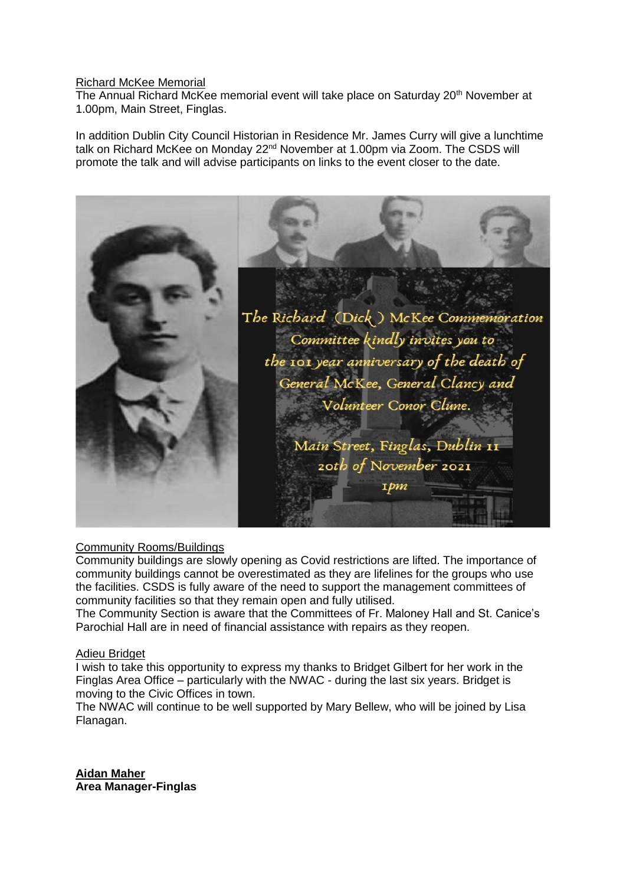Richard McKee Memorial

The Annual Richard McKee memorial event will take place on Saturday 20th November at 1.00pm, Main Street, Finglas.

In addition Dublin City Council Historian in Residence Mr. James Curry will give a lunchtime talk on Richard McKee on Monday 22nd November at 1.00pm via Zoom. The CSDS will promote the talk and will advise participants on links to the event closer to the date.

The Richard (Dick) McKee Commemoration Committee kindly invites you to the 101 year anniversary of the death of General McKee, General Clancy and Volunteer Conor Clune.

Main Street, Finglas, Dublin 11
20th of November 2021
1pm

Community Rooms/Buildings

Community buildings are slowly opening as Covid restrictions are lifted. The importance of community buildings cannot be overestimated as they are lifelines for the groups who use the facilities. CSDS is fully aware of the need to support the management committees of community facilities so that they remain open and fully utilised.

The Community Section is aware that the Committees of Fr. Maloney Hall and St. Canice's Parochial Hall are in need of financial assistance with repairs as they reopen.

Adieu Bridget

I wish to take this opportunity to express my thanks to Bridget Gilbert for her work in the Finglas Area Office – particularly with the NWAC - during the last six years. Bridget is moving to the Civic Offices in town.

The NWAC will continue to be well supported by Mary Bellew, who will be joined by Lisa Flanagan.

**Aidan Maher**
**Area Manager-Finglas**